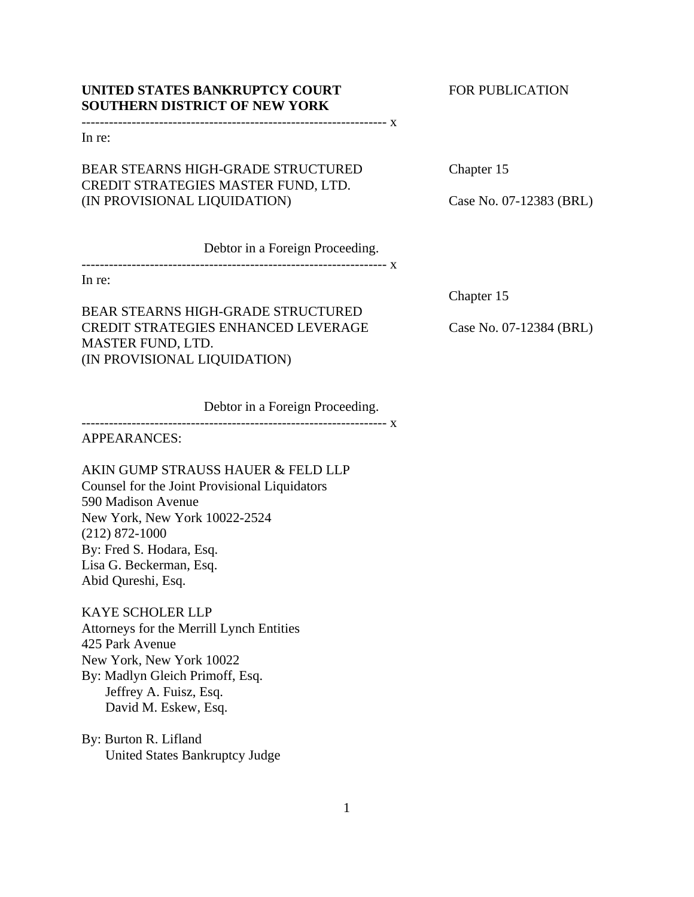**UNITED STATES BANKRUPTCY COURT**
**SOUTHERN DISTRICT OF NEW YORK**

FOR PUBLICATION

------------------------------------------------------------------- x

In re:

BEAR STEARNS HIGH-GRADE STRUCTURED CREDIT STRATEGIES MASTER FUND, LTD. (IN PROVISIONAL LIQUIDATION)

Chapter 15

Case No. 07-12383 (BRL)

Debtor in a Foreign Proceeding.

------------------------------------------------------------------- x

In re:

Chapter 15

BEAR STEARNS HIGH-GRADE STRUCTURED CREDIT STRATEGIES ENHANCED LEVERAGE MASTER FUND, LTD. (IN PROVISIONAL LIQUIDATION)

Case No. 07-12384 (BRL)

Debtor in a Foreign Proceeding.

------------------------------------------------------------------- x

APPEARANCES:

AKIN GUMP STRAUSS HAUER & FELD LLP
Counsel for the Joint Provisional Liquidators
590 Madison Avenue
New York, New York 10022-2524
(212) 872-1000
By: Fred S. Hodara, Esq.
Lisa G. Beckerman, Esq.
Abid Qureshi, Esq.

KAYE SCHOLER LLP
Attorneys for the Merrill Lynch Entities
425 Park Avenue
New York, New York 10022
By: Madlyn Gleich Primoff, Esq.
Jeffrey A. Fuisz, Esq.
David M. Eskew, Esq.

By: Burton R. Lifland
United States Bankruptcy Judge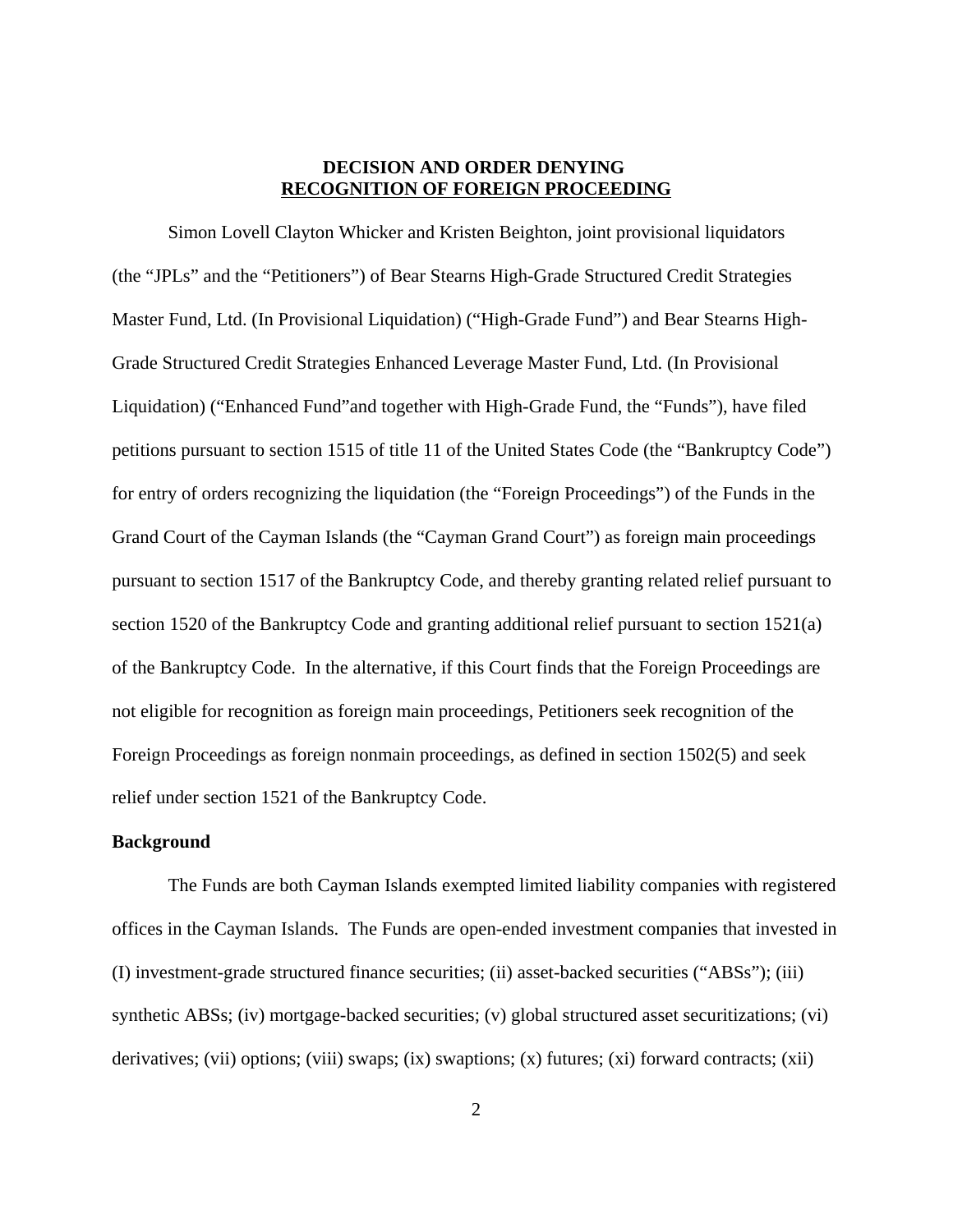**DECISION AND ORDER DENYING**
**RECOGNITION OF FOREIGN PROCEEDING**

Simon Lovell Clayton Whicker and Kristen Beighton, joint provisional liquidators (the "JPLs" and the "Petitioners") of Bear Stearns High-Grade Structured Credit Strategies Master Fund, Ltd. (In Provisional Liquidation) ("High-Grade Fund") and Bear Stearns High-Grade Structured Credit Strategies Enhanced Leverage Master Fund, Ltd. (In Provisional Liquidation) ("Enhanced Fund"and together with High-Grade Fund, the "Funds"), have filed petitions pursuant to section 1515 of title 11 of the United States Code (the "Bankruptcy Code") for entry of orders recognizing the liquidation (the "Foreign Proceedings") of the Funds in the Grand Court of the Cayman Islands (the "Cayman Grand Court") as foreign main proceedings pursuant to section 1517 of the Bankruptcy Code, and thereby granting related relief pursuant to section 1520 of the Bankruptcy Code and granting additional relief pursuant to section 1521(a) of the Bankruptcy Code. In the alternative, if this Court finds that the Foreign Proceedings are not eligible for recognition as foreign main proceedings, Petitioners seek recognition of the Foreign Proceedings as foreign nonmain proceedings, as defined in section 1502(5) and seek relief under section 1521 of the Bankruptcy Code.

**Background**

The Funds are both Cayman Islands exempted limited liability companies with registered offices in the Cayman Islands. The Funds are open-ended investment companies that invested in (I) investment-grade structured finance securities; (ii) asset-backed securities ("ABSs"); (iii) synthetic ABSs; (iv) mortgage-backed securities; (v) global structured asset securitizations; (vi) derivatives; (vii) options; (viii) swaps; (ix) swaptions; (x) futures; (xi) forward contracts; (xii)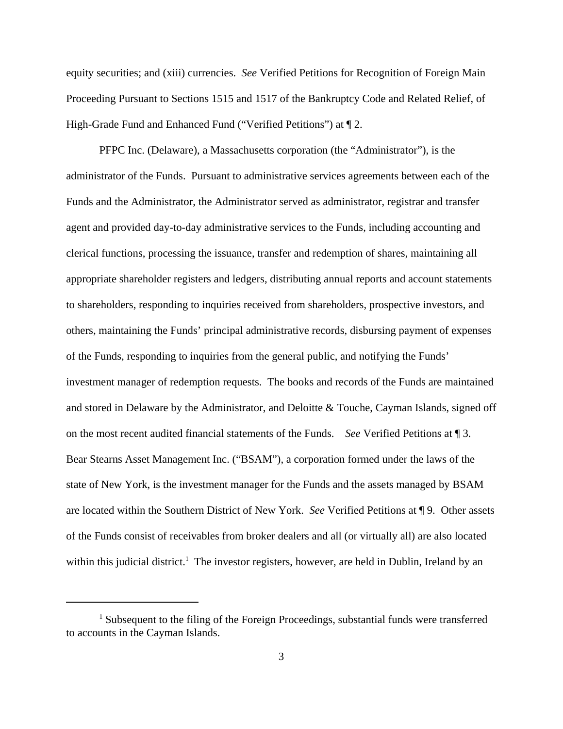equity securities; and (xiii) currencies. *See* Verified Petitions for Recognition of Foreign Main Proceeding Pursuant to Sections 1515 and 1517 of the Bankruptcy Code and Related Relief, of High-Grade Fund and Enhanced Fund ("Verified Petitions") at ¶ 2.

PFPC Inc. (Delaware), a Massachusetts corporation (the "Administrator"), is the administrator of the Funds. Pursuant to administrative services agreements between each of the Funds and the Administrator, the Administrator served as administrator, registrar and transfer agent and provided day-to-day administrative services to the Funds, including accounting and clerical functions, processing the issuance, transfer and redemption of shares, maintaining all appropriate shareholder registers and ledgers, distributing annual reports and account statements to shareholders, responding to inquiries received from shareholders, prospective investors, and others, maintaining the Funds' principal administrative records, disbursing payment of expenses of the Funds, responding to inquiries from the general public, and notifying the Funds' investment manager of redemption requests. The books and records of the Funds are maintained and stored in Delaware by the Administrator, and Deloitte & Touche, Cayman Islands, signed off on the most recent audited financial statements of the Funds. *See* Verified Petitions at ¶ 3. Bear Stearns Asset Management Inc. ("BSAM"), a corporation formed under the laws of the state of New York, is the investment manager for the Funds and the assets managed by BSAM are located within the Southern District of New York. *See* Verified Petitions at ¶ 9. Other assets of the Funds consist of receivables from broker dealers and all (or virtually all) are also located within this judicial district.[1] The investor registers, however, are held in Dublin, Ireland by an

[1] Subsequent to the filing of the Foreign Proceedings, substantial funds were transferred to accounts in the Cayman Islands.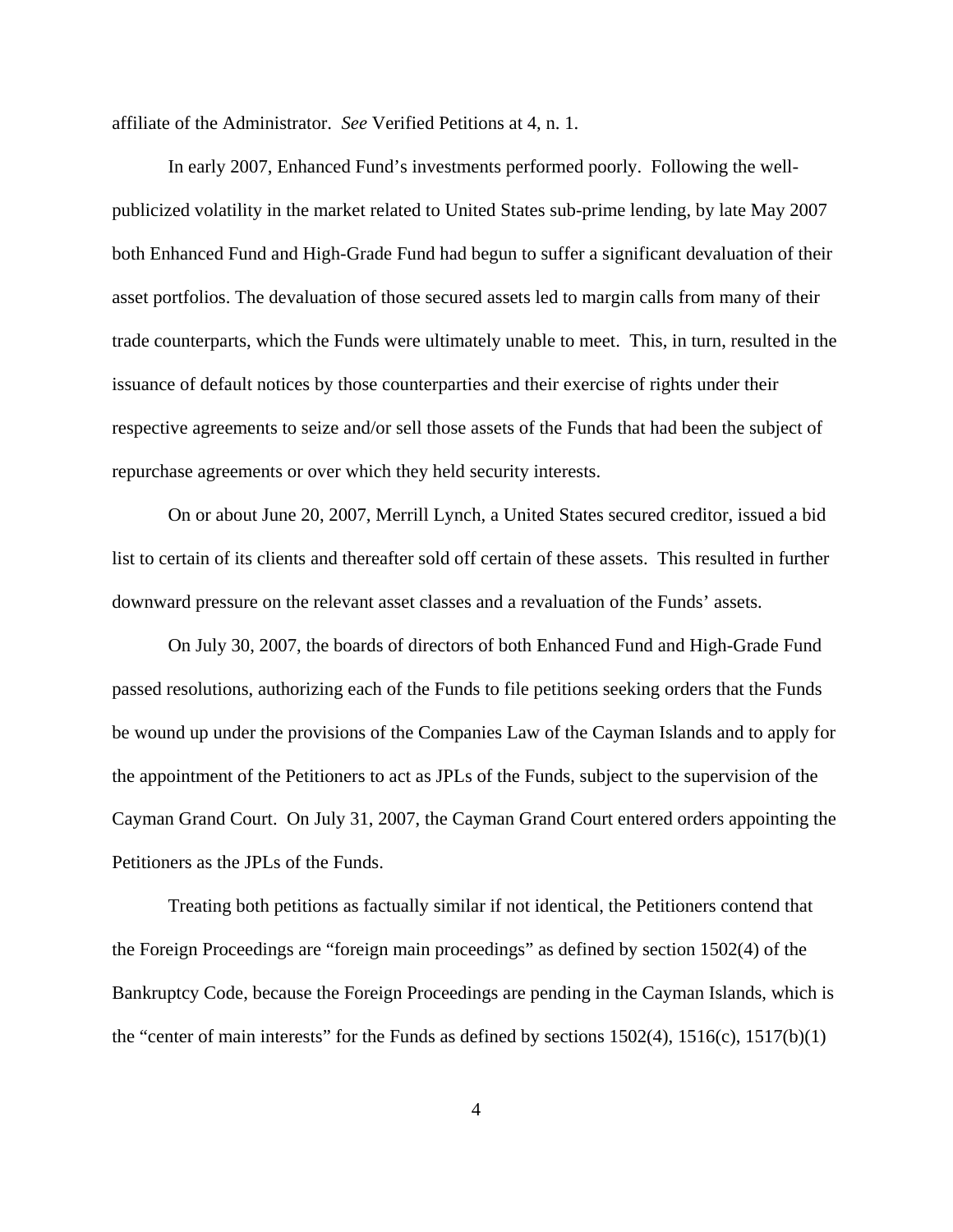affiliate of the Administrator. *See* Verified Petitions at 4, n. 1.

In early 2007, Enhanced Fund's investments performed poorly. Following the well-publicized volatility in the market related to United States sub-prime lending, by late May 2007 both Enhanced Fund and High-Grade Fund had begun to suffer a significant devaluation of their asset portfolios. The devaluation of those secured assets led to margin calls from many of their trade counterparts, which the Funds were ultimately unable to meet. This, in turn, resulted in the issuance of default notices by those counterparties and their exercise of rights under their respective agreements to seize and/or sell those assets of the Funds that had been the subject of repurchase agreements or over which they held security interests.

On or about June 20, 2007, Merrill Lynch, a United States secured creditor, issued a bid list to certain of its clients and thereafter sold off certain of these assets. This resulted in further downward pressure on the relevant asset classes and a revaluation of the Funds' assets.

On July 30, 2007, the boards of directors of both Enhanced Fund and High-Grade Fund passed resolutions, authorizing each of the Funds to file petitions seeking orders that the Funds be wound up under the provisions of the Companies Law of the Cayman Islands and to apply for the appointment of the Petitioners to act as JPLs of the Funds, subject to the supervision of the Cayman Grand Court. On July 31, 2007, the Cayman Grand Court entered orders appointing the Petitioners as the JPLs of the Funds.

Treating both petitions as factually similar if not identical, the Petitioners contend that the Foreign Proceedings are "foreign main proceedings" as defined by section 1502(4) of the Bankruptcy Code, because the Foreign Proceedings are pending in the Cayman Islands, which is the "center of main interests" for the Funds as defined by sections 1502(4), 1516(c), 1517(b)(1)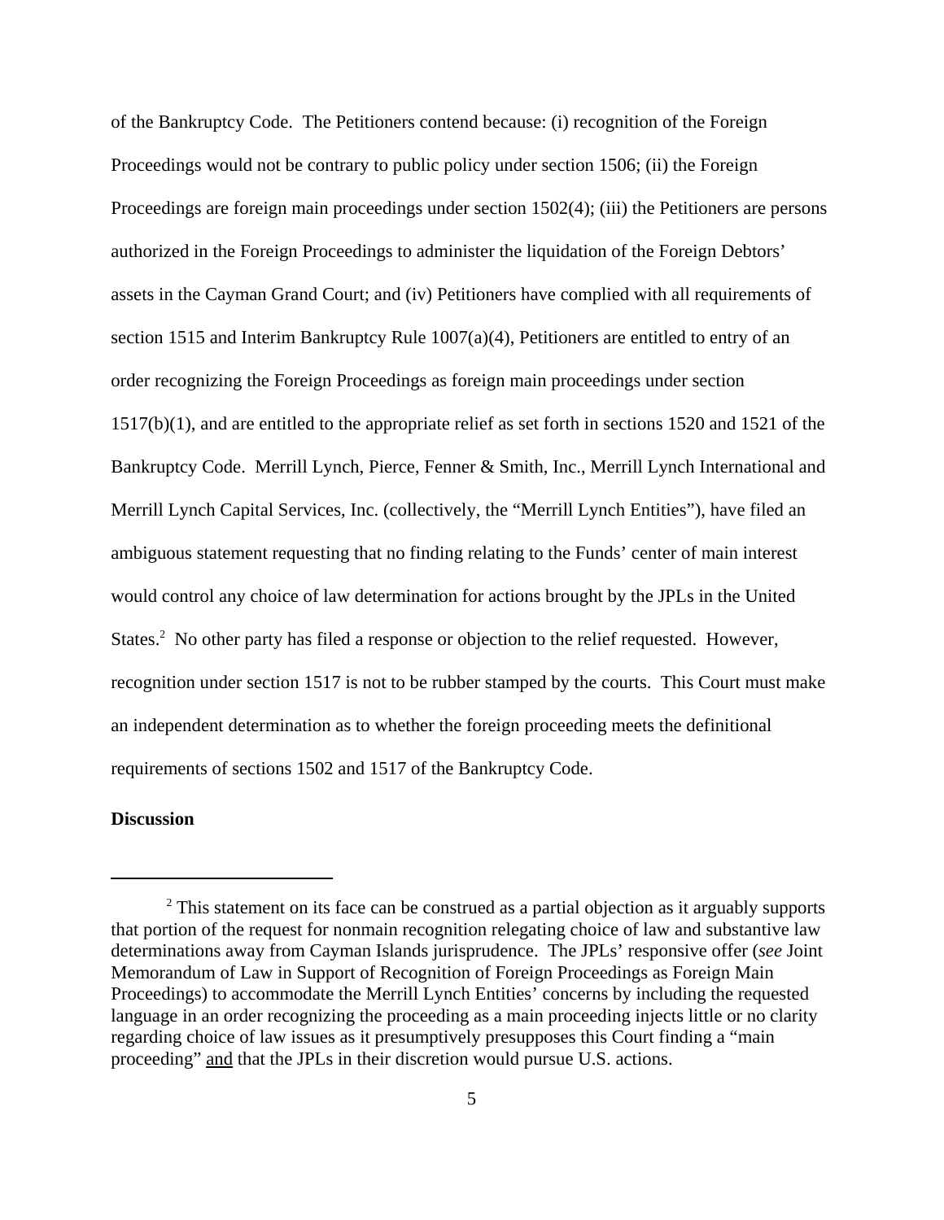of the Bankruptcy Code. The Petitioners contend because: (i) recognition of the Foreign Proceedings would not be contrary to public policy under section 1506; (ii) the Foreign Proceedings are foreign main proceedings under section 1502(4); (iii) the Petitioners are persons authorized in the Foreign Proceedings to administer the liquidation of the Foreign Debtors' assets in the Cayman Grand Court; and (iv) Petitioners have complied with all requirements of section 1515 and Interim Bankruptcy Rule 1007(a)(4), Petitioners are entitled to entry of an order recognizing the Foreign Proceedings as foreign main proceedings under section 1517(b)(1), and are entitled to the appropriate relief as set forth in sections 1520 and 1521 of the Bankruptcy Code. Merrill Lynch, Pierce, Fenner & Smith, Inc., Merrill Lynch International and Merrill Lynch Capital Services, Inc. (collectively, the "Merrill Lynch Entities"), have filed an ambiguous statement requesting that no finding relating to the Funds' center of main interest would control any choice of law determination for actions brought by the JPLs in the United States.[2] No other party has filed a response or objection to the relief requested. However, recognition under section 1517 is not to be rubber stamped by the courts. This Court must make an independent determination as to whether the foreign proceeding meets the definitional requirements of sections 1502 and 1517 of the Bankruptcy Code.

**Discussion**

---

[2] This statement on its face can be construed as a partial objection as it arguably supports that portion of the request for nonmain recognition relegating choice of law and substantive law determinations away from Cayman Islands jurisprudence. The JPLs' responsive offer (*see* Joint Memorandum of Law in Support of Recognition of Foreign Proceedings as Foreign Main Proceedings) to accommodate the Merrill Lynch Entities' concerns by including the requested language in an order recognizing the proceeding as a main proceeding injects little or no clarity regarding choice of law issues as it presumptively presupposes this Court finding a "main proceeding" and that the JPLs in their discretion would pursue U.S. actions.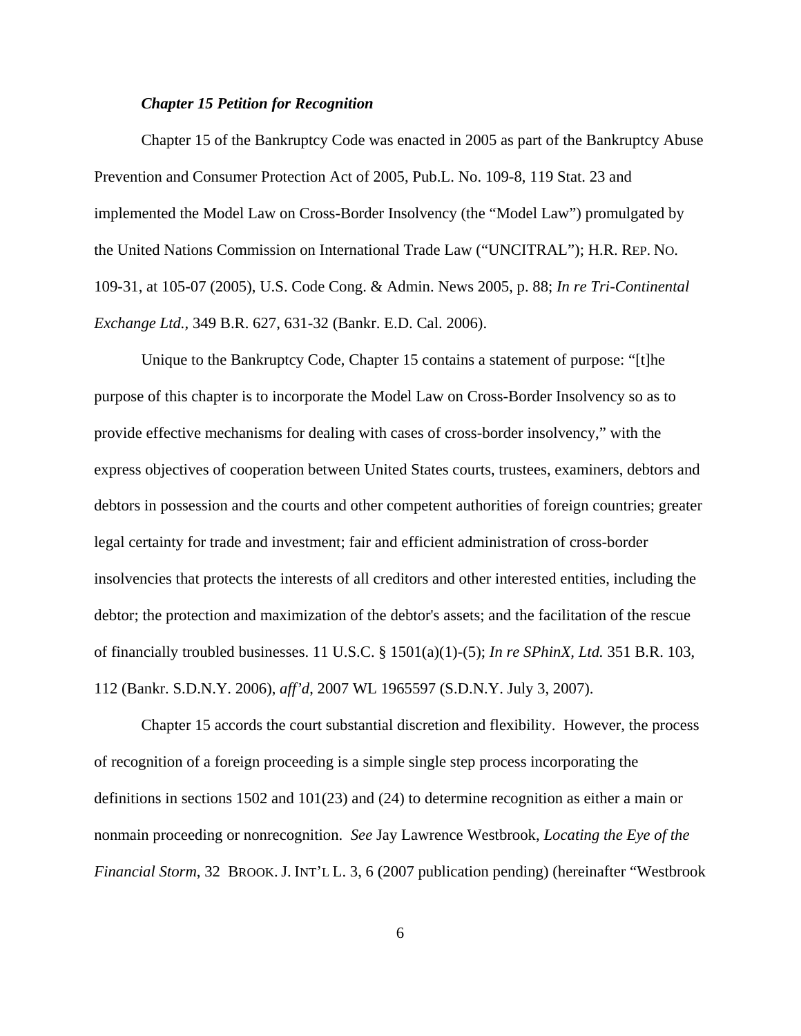***Chapter 15 Petition for Recognition***

Chapter 15 of the Bankruptcy Code was enacted in 2005 as part of the Bankruptcy Abuse Prevention and Consumer Protection Act of 2005, Pub.L. No. 109-8, 119 Stat. 23 and implemented the Model Law on Cross-Border Insolvency (the "Model Law") promulgated by the United Nations Commission on International Trade Law ("UNCITRAL"); H.R. REP. NO. 109-31, at 105-07 (2005), U.S. Code Cong. & Admin. News 2005, p. 88; *In re Tri-Continental Exchange Ltd.*, 349 B.R. 627, 631-32 (Bankr. E.D. Cal. 2006).

Unique to the Bankruptcy Code, Chapter 15 contains a statement of purpose: "[t]he purpose of this chapter is to incorporate the Model Law on Cross-Border Insolvency so as to provide effective mechanisms for dealing with cases of cross-border insolvency," with the express objectives of cooperation between United States courts, trustees, examiners, debtors and debtors in possession and the courts and other competent authorities of foreign countries; greater legal certainty for trade and investment; fair and efficient administration of cross-border insolvencies that protects the interests of all creditors and other interested entities, including the debtor; the protection and maximization of the debtor's assets; and the facilitation of the rescue of financially troubled businesses. 11 U.S.C. § 1501(a)(1)-(5); *In re SPhinX, Ltd.* 351 B.R. 103, 112 (Bankr. S.D.N.Y. 2006), *aff'd*, 2007 WL 1965597 (S.D.N.Y. July 3, 2007).

Chapter 15 accords the court substantial discretion and flexibility. However, the process of recognition of a foreign proceeding is a simple single step process incorporating the definitions in sections 1502 and 101(23) and (24) to determine recognition as either a main or nonmain proceeding or nonrecognition. *See* Jay Lawrence Westbrook, *Locating the Eye of the Financial Storm*, 32 BROOK. J. INT'L L. 3, 6 (2007 publication pending) (hereinafter "Westbrook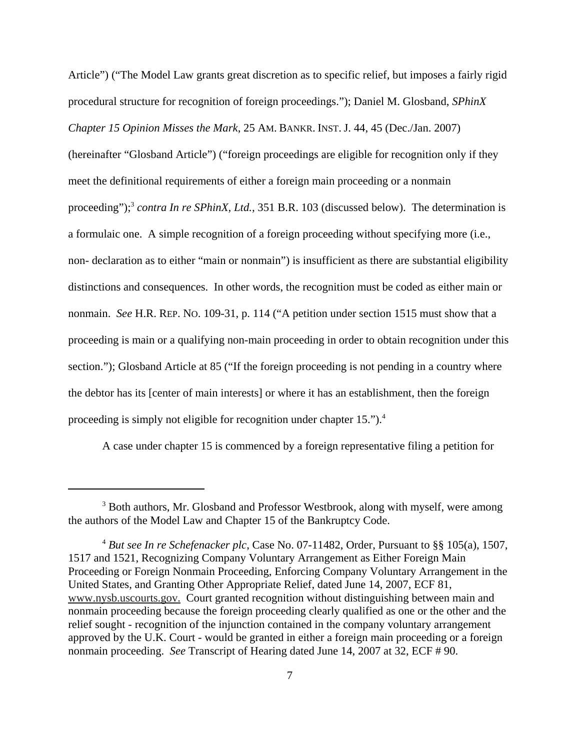Article") ("The Model Law grants great discretion as to specific relief, but imposes a fairly rigid procedural structure for recognition of foreign proceedings."); Daniel M. Glosband, *SPhinX Chapter 15 Opinion Misses the Mark*, 25 AM. BANKR. INST. J. 44, 45 (Dec./Jan. 2007) (hereinafter "Glosband Article") ("foreign proceedings are eligible for recognition only if they meet the definitional requirements of either a foreign main proceeding or a nonmain proceeding");[3] *contra In re SPhinX, Ltd.*, 351 B.R. 103 (discussed below). The determination is a formulaic one. A simple recognition of a foreign proceeding without specifying more (i.e., non- declaration as to either "main or nonmain") is insufficient as there are substantial eligibility distinctions and consequences. In other words, the recognition must be coded as either main or nonmain. *See* H.R. REP. NO. 109-31, p. 114 ("A petition under section 1515 must show that a proceeding is main or a qualifying non-main proceeding in order to obtain recognition under this section."); Glosband Article at 85 ("If the foreign proceeding is not pending in a country where the debtor has its [center of main interests] or where it has an establishment, then the foreign proceeding is simply not eligible for recognition under chapter 15.").[4]

A case under chapter 15 is commenced by a foreign representative filing a petition for

---

[3] Both authors, Mr. Glosband and Professor Westbrook, along with myself, were among the authors of the Model Law and Chapter 15 of the Bankruptcy Code.

[4] *But see In re Schefenacker plc*, Case No. 07-11482, Order, Pursuant to §§ 105(a), 1507, 1517 and 1521, Recognizing Company Voluntary Arrangement as Either Foreign Main Proceeding or Foreign Nonmain Proceeding, Enforcing Company Voluntary Arrangement in the United States, and Granting Other Appropriate Relief, dated June 14, 2007, ECF 81, www.nysb.uscourts.gov. Court granted recognition without distinguishing between main and nonmain proceeding because the foreign proceeding clearly qualified as one or the other and the relief sought - recognition of the injunction contained in the company voluntary arrangement approved by the U.K. Court - would be granted in either a foreign main proceeding or a foreign nonmain proceeding. *See* Transcript of Hearing dated June 14, 2007 at 32, ECF # 90.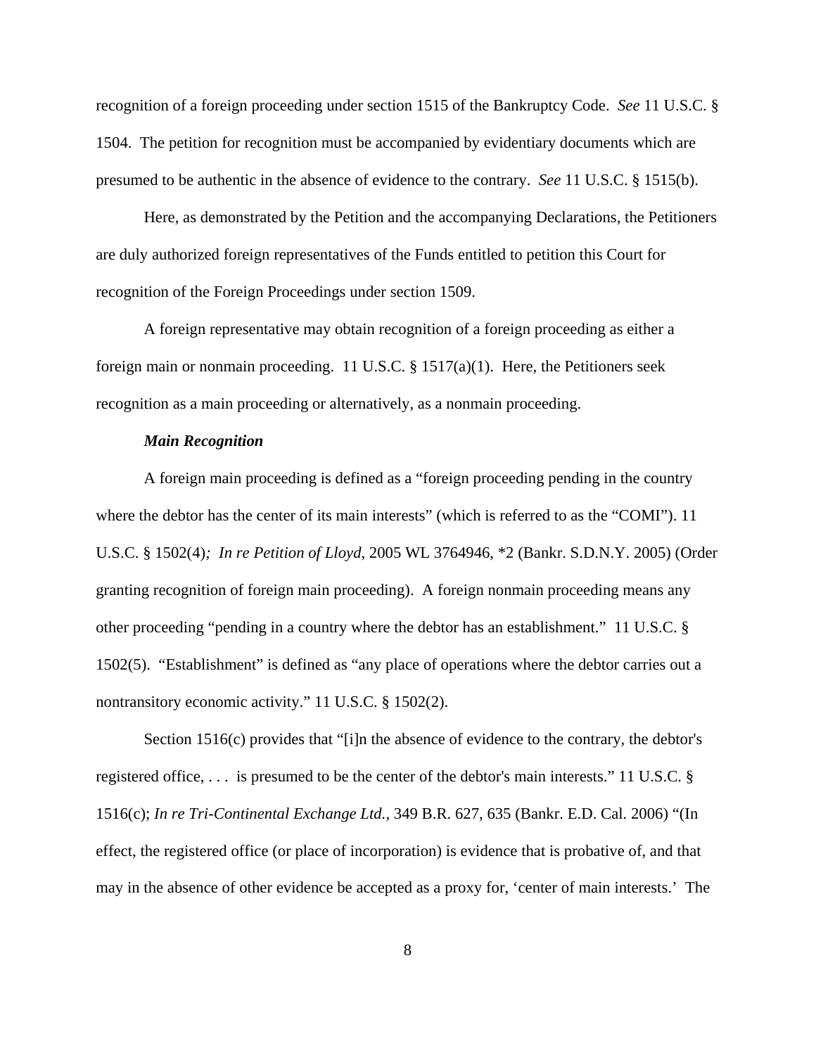recognition of a foreign proceeding under section 1515 of the Bankruptcy Code. *See* 11 U.S.C. § 1504. The petition for recognition must be accompanied by evidentiary documents which are presumed to be authentic in the absence of evidence to the contrary. *See* 11 U.S.C. § 1515(b).

Here, as demonstrated by the Petition and the accompanying Declarations, the Petitioners are duly authorized foreign representatives of the Funds entitled to petition this Court for recognition of the Foreign Proceedings under section 1509.

A foreign representative may obtain recognition of a foreign proceeding as either a foreign main or nonmain proceeding. 11 U.S.C. § 1517(a)(1). Here, the Petitioners seek recognition as a main proceeding or alternatively, as a nonmain proceeding.

***Main Recognition***

A foreign main proceeding is defined as a "foreign proceeding pending in the country where the debtor has the center of its main interests" (which is referred to as the "COMI"). 11 U.S.C. § 1502(4)*; In re Petition of Lloyd*, 2005 WL 3764946, *2 (Bankr. S.D.N.Y. 2005) (Order granting recognition of foreign main proceeding). A foreign nonmain proceeding means any other proceeding "pending in a country where the debtor has an establishment." 11 U.S.C. § 1502(5). "Establishment" is defined as "any place of operations where the debtor carries out a nontransitory economic activity." 11 U.S.C. § 1502(2).

Section 1516(c) provides that "[i]n the absence of evidence to the contrary, the debtor's registered office, . . . is presumed to be the center of the debtor's main interests." 11 U.S.C. § 1516(c); *In re Tri-Continental Exchange Ltd.,* 349 B.R. 627, 635 (Bankr. E.D. Cal. 2006) "(In effect, the registered office (or place of incorporation) is evidence that is probative of, and that may in the absence of other evidence be accepted as a proxy for, 'center of main interests.' The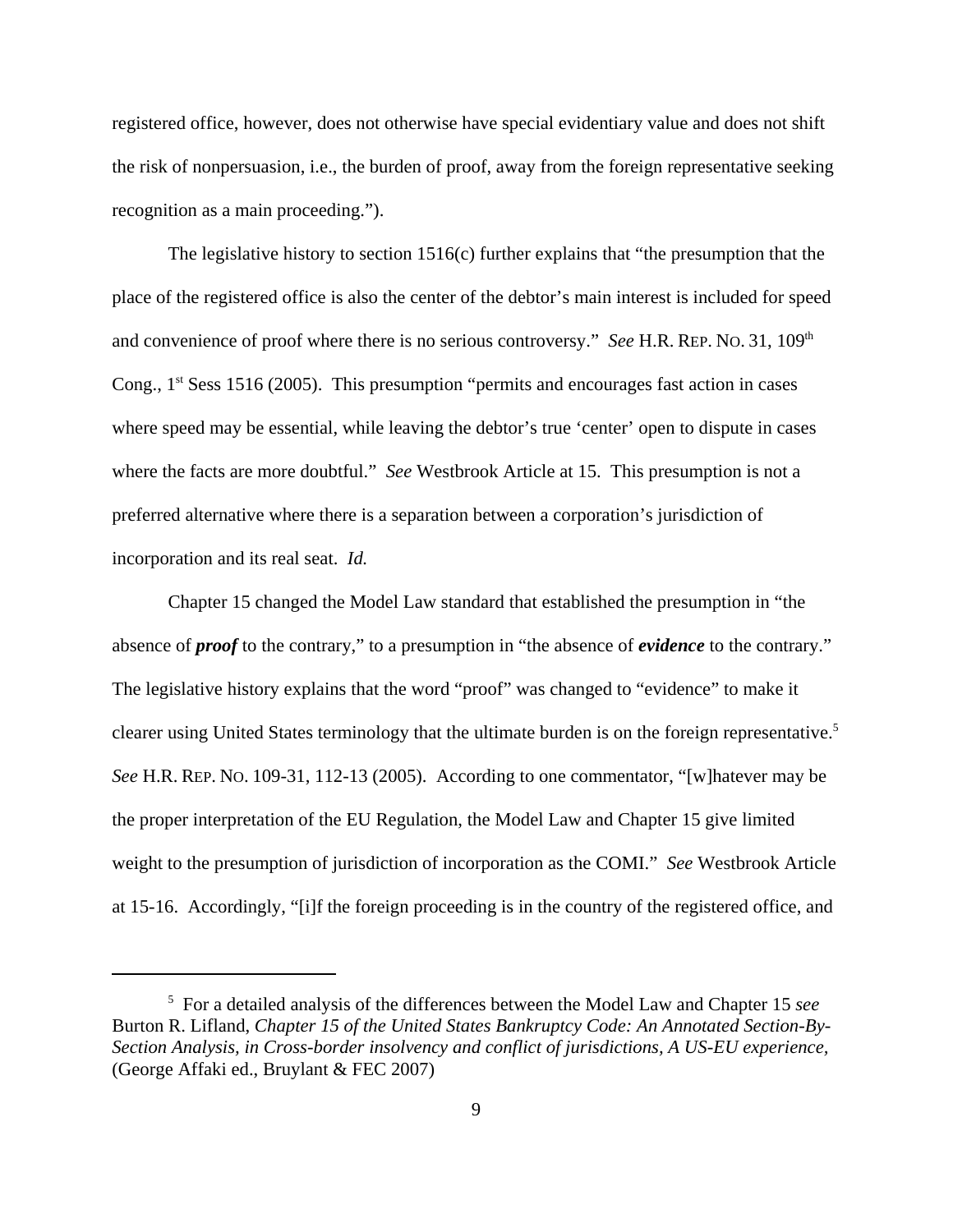registered office, however, does not otherwise have special evidentiary value and does not shift the risk of nonpersuasion, i.e., the burden of proof, away from the foreign representative seeking recognition as a main proceeding.").

The legislative history to section 1516(c) further explains that "the presumption that the place of the registered office is also the center of the debtor's main interest is included for speed and convenience of proof where there is no serious controversy." *See* H.R. REP. NO. 31, 109th Cong., 1st Sess 1516 (2005). This presumption "permits and encourages fast action in cases where speed may be essential, while leaving the debtor's true 'center' open to dispute in cases where the facts are more doubtful." *See* Westbrook Article at 15. This presumption is not a preferred alternative where there is a separation between a corporation's jurisdiction of incorporation and its real seat. *Id.*

Chapter 15 changed the Model Law standard that established the presumption in "the absence of ***proof*** to the contrary," to a presumption in "the absence of ***evidence*** to the contrary." The legislative history explains that the word "proof" was changed to "evidence" to make it clearer using United States terminology that the ultimate burden is on the foreign representative.[5] *See* H.R. REP. NO. 109-31, 112-13 (2005). According to one commentator, "[w]hatever may be the proper interpretation of the EU Regulation, the Model Law and Chapter 15 give limited weight to the presumption of jurisdiction of incorporation as the COMI." *See* Westbrook Article at 15-16. Accordingly, "[i]f the foreign proceeding is in the country of the registered office, and

---

[5] For a detailed analysis of the differences between the Model Law and Chapter 15 *see* Burton R. Lifland, *Chapter 15 of the United States Bankruptcy Code: An Annotated Section-By-Section Analysis, in Cross-border insolvency and conflict of jurisdictions, A US-EU experience,* (George Affaki ed., Bruylant & FEC 2007)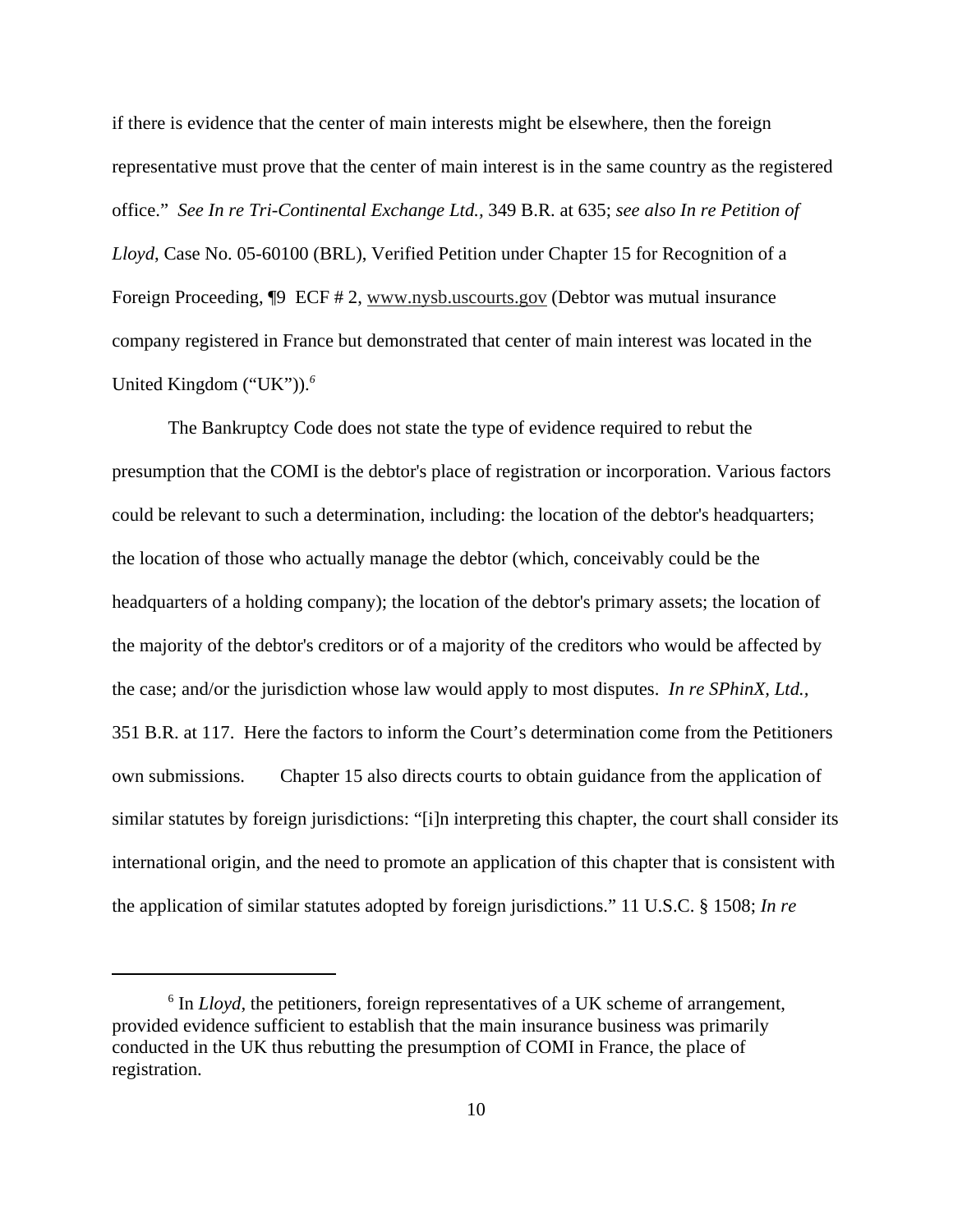if there is evidence that the center of main interests might be elsewhere, then the foreign representative must prove that the center of main interest is in the same country as the registered office." *See In re Tri-Continental Exchange Ltd.*, 349 B.R. at 635; *see also In re Petition of Lloyd*, Case No. 05-60100 (BRL), Verified Petition under Chapter 15 for Recognition of a Foreign Proceeding, ¶9 ECF # 2, www.nysb.uscourts.gov (Debtor was mutual insurance company registered in France but demonstrated that center of main interest was located in the United Kingdom ("UK")).[6]

The Bankruptcy Code does not state the type of evidence required to rebut the presumption that the COMI is the debtor's place of registration or incorporation. Various factors could be relevant to such a determination, including: the location of the debtor's headquarters; the location of those who actually manage the debtor (which, conceivably could be the headquarters of a holding company); the location of the debtor's primary assets; the location of the majority of the debtor's creditors or of a majority of the creditors who would be affected by the case; and/or the jurisdiction whose law would apply to most disputes. *In re SPhinX, Ltd.*, 351 B.R. at 117. Here the factors to inform the Court's determination come from the Petitioners own submissions. Chapter 15 also directs courts to obtain guidance from the application of similar statutes by foreign jurisdictions: "[i]n interpreting this chapter, the court shall consider its international origin, and the need to promote an application of this chapter that is consistent with the application of similar statutes adopted by foreign jurisdictions." 11 U.S.C. § 1508; *In re*

---

[6] In *Lloyd*, the petitioners, foreign representatives of a UK scheme of arrangement, provided evidence sufficient to establish that the main insurance business was primarily conducted in the UK thus rebutting the presumption of COMI in France, the place of registration.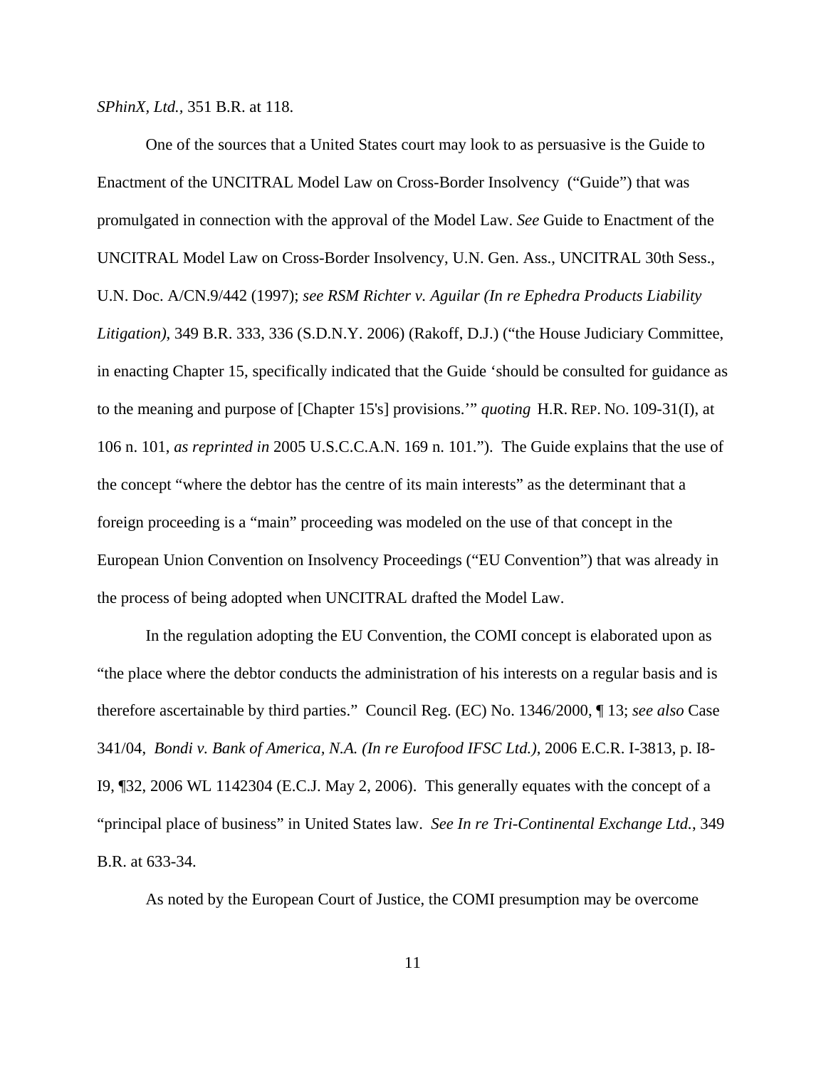*SPhinX, Ltd.*, 351 B.R. at 118.

One of the sources that a United States court may look to as persuasive is the Guide to Enactment of the UNCITRAL Model Law on Cross-Border Insolvency ("Guide") that was promulgated in connection with the approval of the Model Law. *See* Guide to Enactment of the UNCITRAL Model Law on Cross-Border Insolvency, U.N. Gen. Ass., UNCITRAL 30th Sess., U.N. Doc. A/CN.9/442 (1997); *see RSM Richter v. Aguilar (In re Ephedra Products Liability Litigation)*, 349 B.R. 333, 336 (S.D.N.Y. 2006) (Rakoff, D.J.) ("the House Judiciary Committee, in enacting Chapter 15, specifically indicated that the Guide 'should be consulted for guidance as to the meaning and purpose of [Chapter 15's] provisions.'" *quoting* H.R. REP. NO. 109-31(I), at 106 n. 101, *as reprinted in* 2005 U.S.C.C.A.N. 169 n. 101."). The Guide explains that the use of the concept "where the debtor has the centre of its main interests" as the determinant that a foreign proceeding is a "main" proceeding was modeled on the use of that concept in the European Union Convention on Insolvency Proceedings ("EU Convention") that was already in the process of being adopted when UNCITRAL drafted the Model Law.

In the regulation adopting the EU Convention, the COMI concept is elaborated upon as "the place where the debtor conducts the administration of his interests on a regular basis and is therefore ascertainable by third parties." Council Reg. (EC) No. 1346/2000, ¶ 13; *see also* Case 341/04, *Bondi v. Bank of America, N.A. (In re Eurofood IFSC Ltd.)*, 2006 E.C.R. I-3813, p. I8-I9, ¶32, 2006 WL 1142304 (E.C.J. May 2, 2006). This generally equates with the concept of a "principal place of business" in United States law. *See In re Tri-Continental Exchange Ltd.*, 349 B.R. at 633-34.

As noted by the European Court of Justice, the COMI presumption may be overcome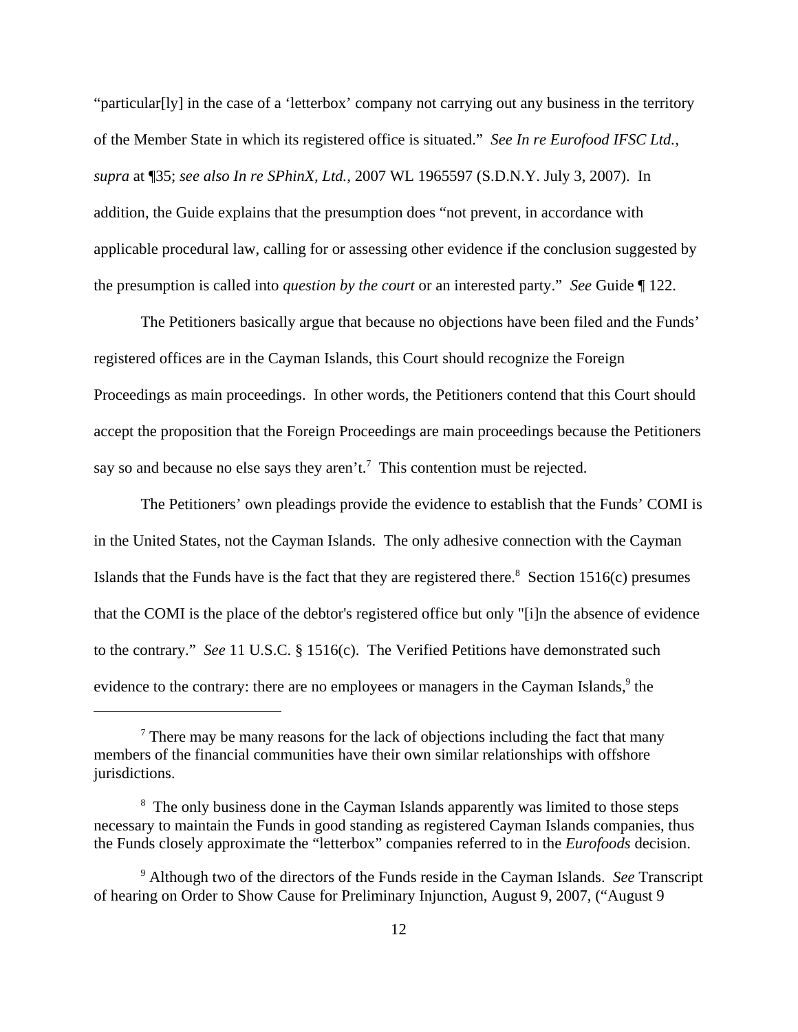"particular[ly] in the case of a 'letterbox' company not carrying out any business in the territory of the Member State in which its registered office is situated." *See In re Eurofood IFSC Ltd.*, *supra* at ¶35; *see also In re SPhinX, Ltd.*, 2007 WL 1965597 (S.D.N.Y. July 3, 2007). In addition, the Guide explains that the presumption does "not prevent, in accordance with applicable procedural law, calling for or assessing other evidence if the conclusion suggested by the presumption is called into *question by the court* or an interested party." *See* Guide ¶ 122.

The Petitioners basically argue that because no objections have been filed and the Funds' registered offices are in the Cayman Islands, this Court should recognize the Foreign Proceedings as main proceedings. In other words, the Petitioners contend that this Court should accept the proposition that the Foreign Proceedings are main proceedings because the Petitioners say so and because no else says they aren't.[7] This contention must be rejected.

The Petitioners' own pleadings provide the evidence to establish that the Funds' COMI is in the United States, not the Cayman Islands. The only adhesive connection with the Cayman Islands that the Funds have is the fact that they are registered there.[8] Section 1516(c) presumes that the COMI is the place of the debtor's registered office but only "[i]n the absence of evidence to the contrary." *See* 11 U.S.C. § 1516(c). The Verified Petitions have demonstrated such evidence to the contrary: there are no employees or managers in the Cayman Islands,[9] the

---

[7] There may be many reasons for the lack of objections including the fact that many members of the financial communities have their own similar relationships with offshore jurisdictions.

[8] The only business done in the Cayman Islands apparently was limited to those steps necessary to maintain the Funds in good standing as registered Cayman Islands companies, thus the Funds closely approximate the "letterbox" companies referred to in the *Eurofoods* decision.

[9] Although two of the directors of the Funds reside in the Cayman Islands. *See* Transcript of hearing on Order to Show Cause for Preliminary Injunction, August 9, 2007, ("August 9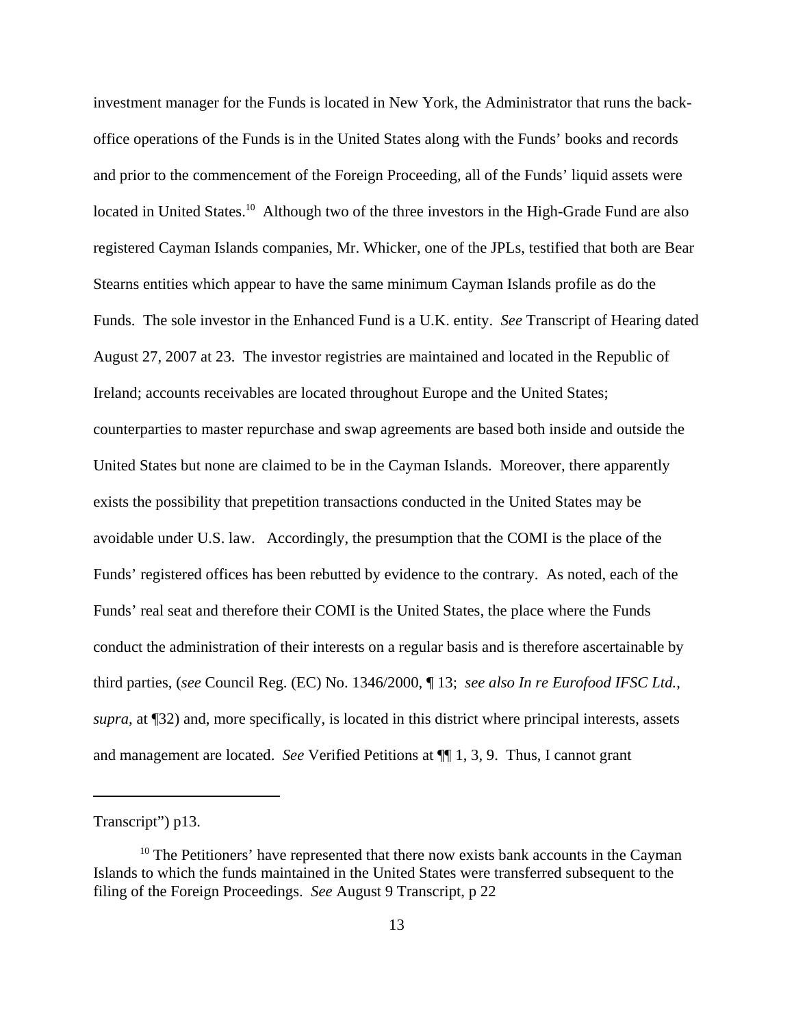investment manager for the Funds is located in New York, the Administrator that runs the back-office operations of the Funds is in the United States along with the Funds' books and records and prior to the commencement of the Foreign Proceeding, all of the Funds' liquid assets were located in United States.[10] Although two of the three investors in the High-Grade Fund are also registered Cayman Islands companies, Mr. Whicker, one of the JPLs, testified that both are Bear Stearns entities which appear to have the same minimum Cayman Islands profile as do the Funds. The sole investor in the Enhanced Fund is a U.K. entity. *See* Transcript of Hearing dated August 27, 2007 at 23. The investor registries are maintained and located in the Republic of Ireland; accounts receivables are located throughout Europe and the United States; counterparties to master repurchase and swap agreements are based both inside and outside the United States but none are claimed to be in the Cayman Islands. Moreover, there apparently exists the possibility that prepetition transactions conducted in the United States may be avoidable under U.S. law. Accordingly, the presumption that the COMI is the place of the Funds' registered offices has been rebutted by evidence to the contrary. As noted, each of the Funds' real seat and therefore their COMI is the United States, the place where the Funds conduct the administration of their interests on a regular basis and is therefore ascertainable by third parties, (*see* Council Reg. (EC) No. 1346/2000, ¶ 13; *see also In re Eurofood IFSC Ltd.*, *supra*, at ¶32) and, more specifically, is located in this district where principal interests, assets and management are located. *See* Verified Petitions at ¶¶ 1, 3, 9. Thus, I cannot grant

---

Transcript") p13.

[10] The Petitioners' have represented that there now exists bank accounts in the Cayman Islands to which the funds maintained in the United States were transferred subsequent to the filing of the Foreign Proceedings. *See* August 9 Transcript, p 22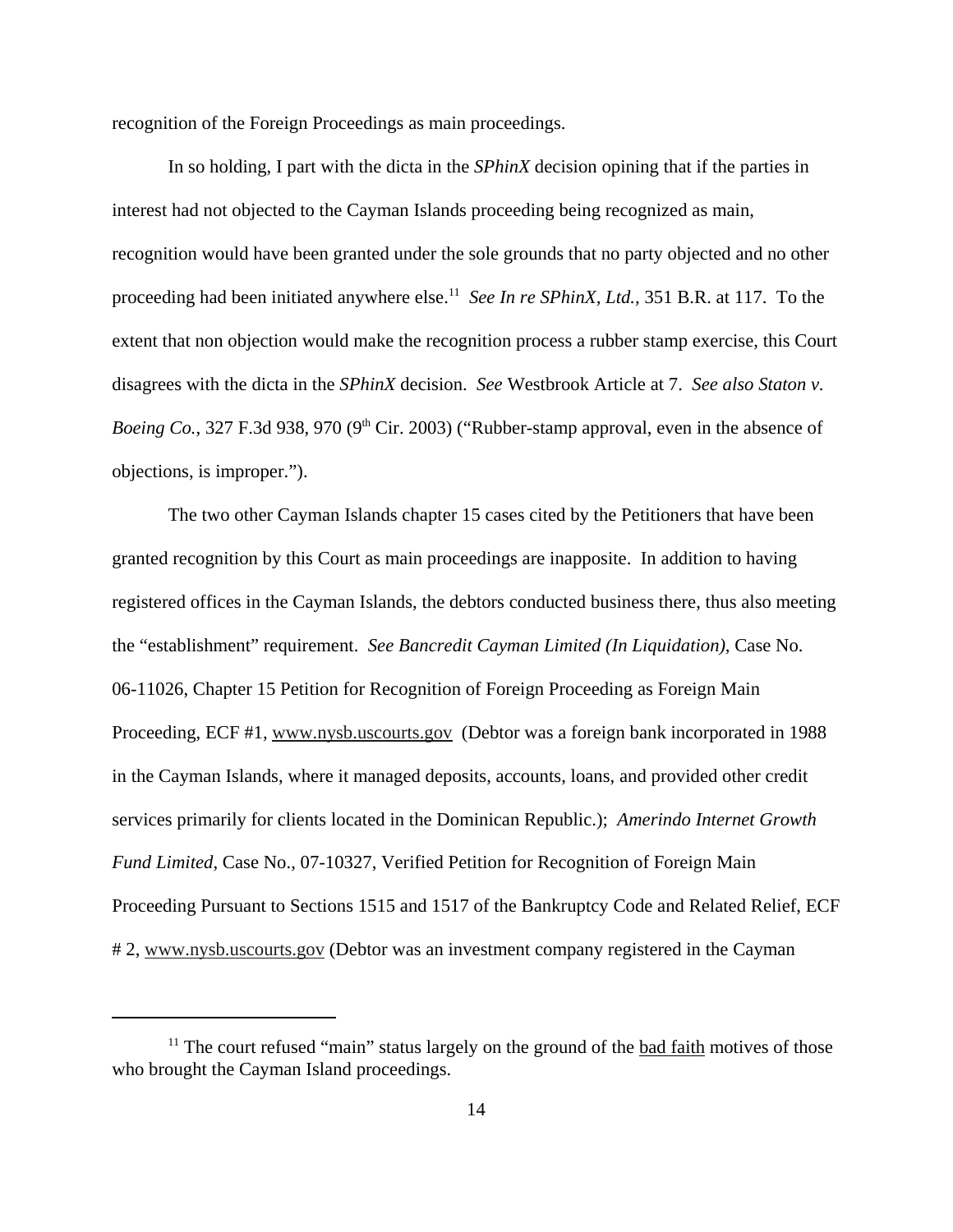recognition of the Foreign Proceedings as main proceedings.

In so holding, I part with the dicta in the *SPhinX* decision opining that if the parties in interest had not objected to the Cayman Islands proceeding being recognized as main, recognition would have been granted under the sole grounds that no party objected and no other proceeding had been initiated anywhere else.[11] *See In re SPhinX, Ltd.,* 351 B.R. at 117. To the extent that non objection would make the recognition process a rubber stamp exercise, this Court disagrees with the dicta in the *SPhinX* decision. *See* Westbrook Article at 7. *See also Staton v. Boeing Co.*, 327 F.3d 938, 970 (9th Cir. 2003) ("Rubber-stamp approval, even in the absence of objections, is improper.").

The two other Cayman Islands chapter 15 cases cited by the Petitioners that have been granted recognition by this Court as main proceedings are inapposite. In addition to having registered offices in the Cayman Islands, the debtors conducted business there, thus also meeting the "establishment" requirement. *See Bancredit Cayman Limited (In Liquidation)*, Case No. 06-11026, Chapter 15 Petition for Recognition of Foreign Proceeding as Foreign Main Proceeding, ECF #1, www.nysb.uscourts.gov (Debtor was a foreign bank incorporated in 1988 in the Cayman Islands, where it managed deposits, accounts, loans, and provided other credit services primarily for clients located in the Dominican Republic.); *Amerindo Internet Growth Fund Limited*, Case No., 07-10327, Verified Petition for Recognition of Foreign Main Proceeding Pursuant to Sections 1515 and 1517 of the Bankruptcy Code and Related Relief, ECF # 2, www.nysb.uscourts.gov (Debtor was an investment company registered in the Cayman

[11] The court refused "main" status largely on the ground of the bad faith motives of those who brought the Cayman Island proceedings.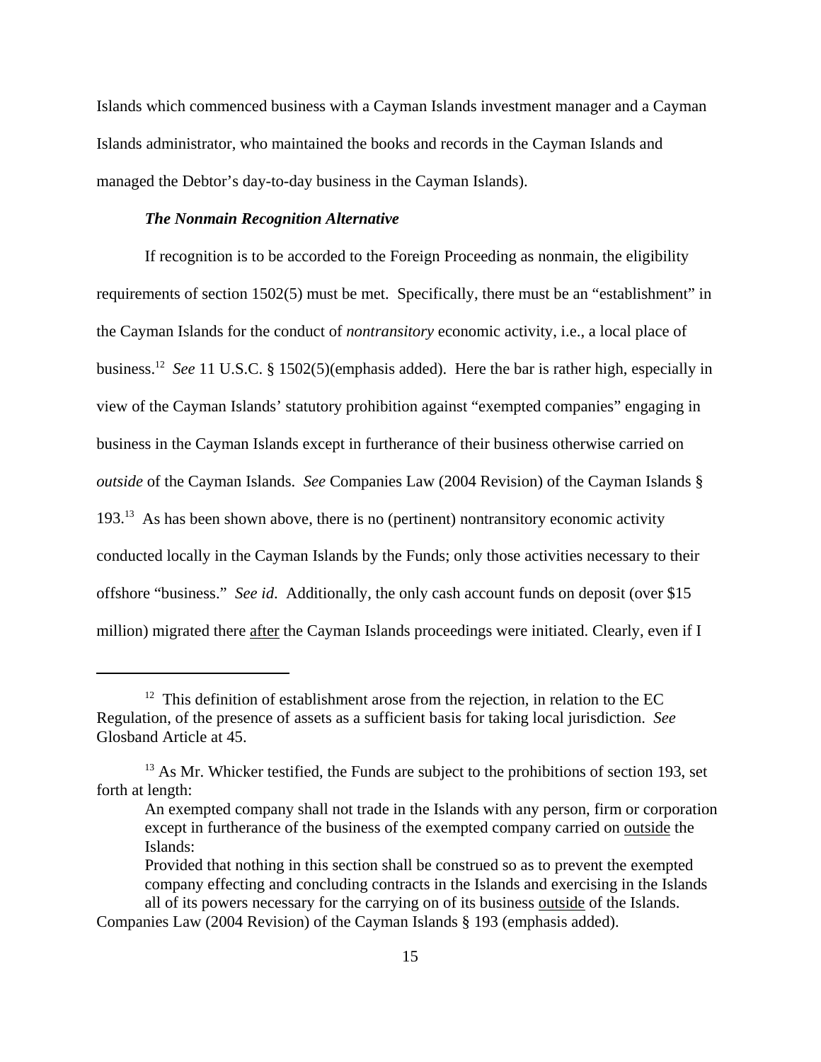Islands which commenced business with a Cayman Islands investment manager and a Cayman Islands administrator, who maintained the books and records in the Cayman Islands and managed the Debtor's day-to-day business in the Cayman Islands).

***The Nonmain Recognition Alternative***

If recognition is to be accorded to the Foreign Proceeding as nonmain, the eligibility requirements of section 1502(5) must be met. Specifically, there must be an "establishment" in the Cayman Islands for the conduct of *nontransitory* economic activity, i.e., a local place of business.[12] *See* 11 U.S.C. § 1502(5)(emphasis added). Here the bar is rather high, especially in view of the Cayman Islands' statutory prohibition against "exempted companies" engaging in business in the Cayman Islands except in furtherance of their business otherwise carried on *outside* of the Cayman Islands. *See* Companies Law (2004 Revision) of the Cayman Islands § 193.[13] As has been shown above, there is no (pertinent) nontransitory economic activity conducted locally in the Cayman Islands by the Funds; only those activities necessary to their offshore "business." *See id.* Additionally, the only cash account funds on deposit (over $15 million) migrated there <u>after</u> the Cayman Islands proceedings were initiated. Clearly, even if I

---

[12] This definition of establishment arose from the rejection, in relation to the EC Regulation, of the presence of assets as a sufficient basis for taking local jurisdiction. *See* Glosband Article at 45.

[13] As Mr. Whicker testified, the Funds are subject to the prohibitions of section 193, set forth at length:

> An exempted company shall not trade in the Islands with any person, firm or corporation except in furtherance of the business of the exempted company carried on <u>outside</u> the Islands:
>
> Provided that nothing in this section shall be construed so as to prevent the exempted company effecting and concluding contracts in the Islands and exercising in the Islands all of its powers necessary for the carrying on of its business <u>outside</u> of the Islands.

Companies Law (2004 Revision) of the Cayman Islands § 193 (emphasis added).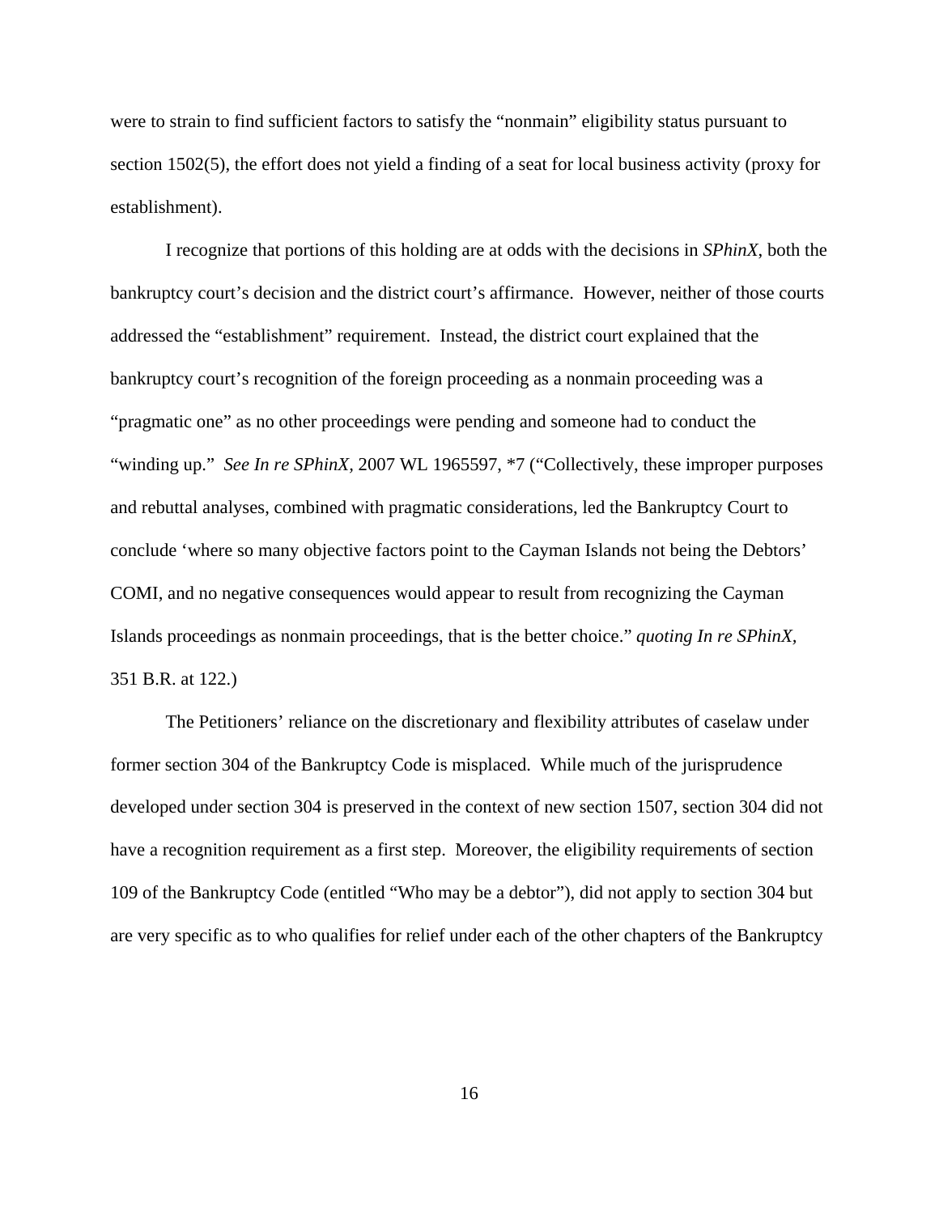were to strain to find sufficient factors to satisfy the "nonmain" eligibility status pursuant to section 1502(5), the effort does not yield a finding of a seat for local business activity (proxy for establishment).

I recognize that portions of this holding are at odds with the decisions in *SPhinX*, both the bankruptcy court's decision and the district court's affirmance. However, neither of those courts addressed the "establishment" requirement. Instead, the district court explained that the bankruptcy court's recognition of the foreign proceeding as a nonmain proceeding was a "pragmatic one" as no other proceedings were pending and someone had to conduct the "winding up." *See In re SPhinX*, 2007 WL 1965597, *7 ("Collectively, these improper purposes and rebuttal analyses, combined with pragmatic considerations, led the Bankruptcy Court to conclude 'where so many objective factors point to the Cayman Islands not being the Debtors' COMI, and no negative consequences would appear to result from recognizing the Cayman Islands proceedings as nonmain proceedings, that is the better choice." *quoting In re SPhinX*, 351 B.R. at 122.)

The Petitioners' reliance on the discretionary and flexibility attributes of caselaw under former section 304 of the Bankruptcy Code is misplaced. While much of the jurisprudence developed under section 304 is preserved in the context of new section 1507, section 304 did not have a recognition requirement as a first step. Moreover, the eligibility requirements of section 109 of the Bankruptcy Code (entitled "Who may be a debtor"), did not apply to section 304 but are very specific as to who qualifies for relief under each of the other chapters of the Bankruptcy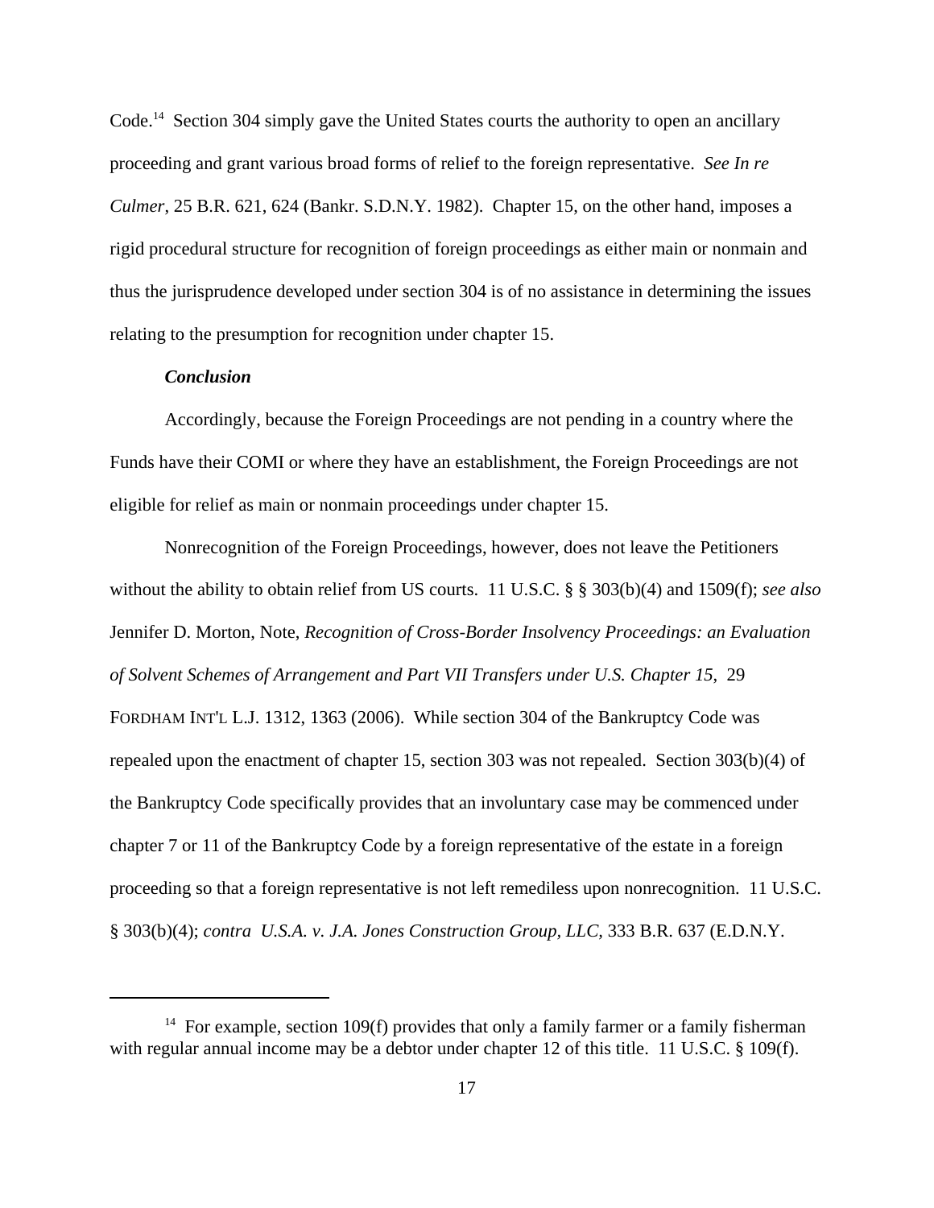Code.[14] Section 304 simply gave the United States courts the authority to open an ancillary proceeding and grant various broad forms of relief to the foreign representative. *See In re Culmer*, 25 B.R. 621, 624 (Bankr. S.D.N.Y. 1982). Chapter 15, on the other hand, imposes a rigid procedural structure for recognition of foreign proceedings as either main or nonmain and thus the jurisprudence developed under section 304 is of no assistance in determining the issues relating to the presumption for recognition under chapter 15.

***Conclusion***

Accordingly, because the Foreign Proceedings are not pending in a country where the Funds have their COMI or where they have an establishment, the Foreign Proceedings are not eligible for relief as main or nonmain proceedings under chapter 15.

Nonrecognition of the Foreign Proceedings, however, does not leave the Petitioners without the ability to obtain relief from US courts. 11 U.S.C. § § 303(b)(4) and 1509(f); *see also* Jennifer D. Morton, Note, *Recognition of Cross-Border Insolvency Proceedings: an Evaluation of Solvent Schemes of Arrangement and Part VII Transfers under U.S. Chapter 15*, 29 FORDHAM INT'L L.J. 1312, 1363 (2006). While section 304 of the Bankruptcy Code was repealed upon the enactment of chapter 15, section 303 was not repealed. Section 303(b)(4) of the Bankruptcy Code specifically provides that an involuntary case may be commenced under chapter 7 or 11 of the Bankruptcy Code by a foreign representative of the estate in a foreign proceeding so that a foreign representative is not left remediless upon nonrecognition. 11 U.S.C. § 303(b)(4); *contra U.S.A. v. J.A. Jones Construction Group, LLC,* 333 B.R. 637 (E.D.N.Y.

---

[14] For example, section 109(f) provides that only a family farmer or a family fisherman with regular annual income may be a debtor under chapter 12 of this title. 11 U.S.C. § 109(f).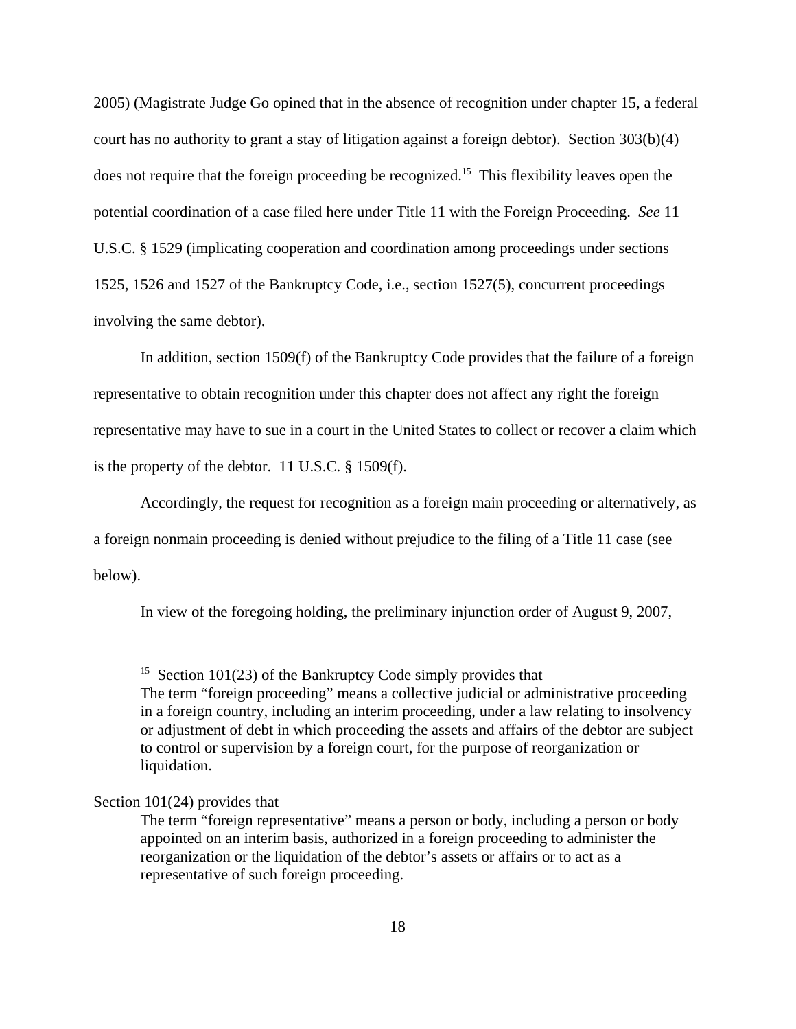2005) (Magistrate Judge Go opined that in the absence of recognition under chapter 15, a federal court has no authority to grant a stay of litigation against a foreign debtor). Section 303(b)(4) does not require that the foreign proceeding be recognized.[15] This flexibility leaves open the potential coordination of a case filed here under Title 11 with the Foreign Proceeding. *See* 11 U.S.C. § 1529 (implicating cooperation and coordination among proceedings under sections 1525, 1526 and 1527 of the Bankruptcy Code, i.e., section 1527(5), concurrent proceedings involving the same debtor).

In addition, section 1509(f) of the Bankruptcy Code provides that the failure of a foreign representative to obtain recognition under this chapter does not affect any right the foreign representative may have to sue in a court in the United States to collect or recover a claim which is the property of the debtor. 11 U.S.C. § 1509(f).

Accordingly, the request for recognition as a foreign main proceeding or alternatively, as a foreign nonmain proceeding is denied without prejudice to the filing of a Title 11 case (see below).

In view of the foregoing holding, the preliminary injunction order of August 9, 2007,

---

[15] Section 101(23) of the Bankruptcy Code simply provides that

> The term "foreign proceeding" means a collective judicial or administrative proceeding in a foreign country, including an interim proceeding, under a law relating to insolvency or adjustment of debt in which proceeding the assets and affairs of the debtor are subject to control or supervision by a foreign court, for the purpose of reorganization or liquidation.

Section 101(24) provides that

> The term "foreign representative" means a person or body, including a person or body appointed on an interim basis, authorized in a foreign proceeding to administer the reorganization or the liquidation of the debtor's assets or affairs or to act as a representative of such foreign proceeding.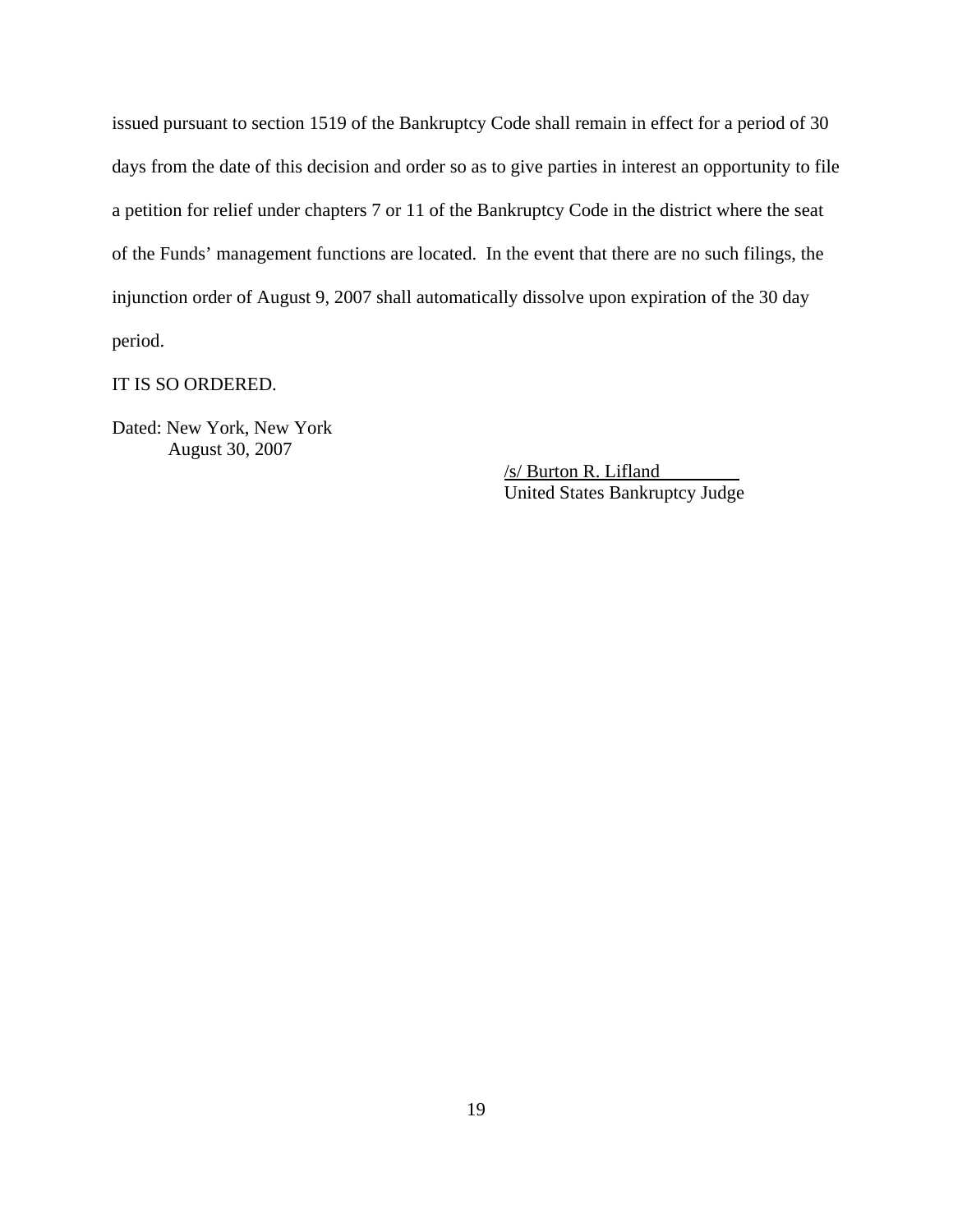issued pursuant to section 1519 of the Bankruptcy Code shall remain in effect for a period of 30 days from the date of this decision and order so as to give parties in interest an opportunity to file a petition for relief under chapters 7 or 11 of the Bankruptcy Code in the district where the seat of the Funds' management functions are located. In the event that there are no such filings, the injunction order of August 9, 2007 shall automatically dissolve upon expiration of the 30 day period.

IT IS SO ORDERED.

Dated: New York, New York
August 30, 2007

/s/ Burton R. Lifland
United States Bankruptcy Judge